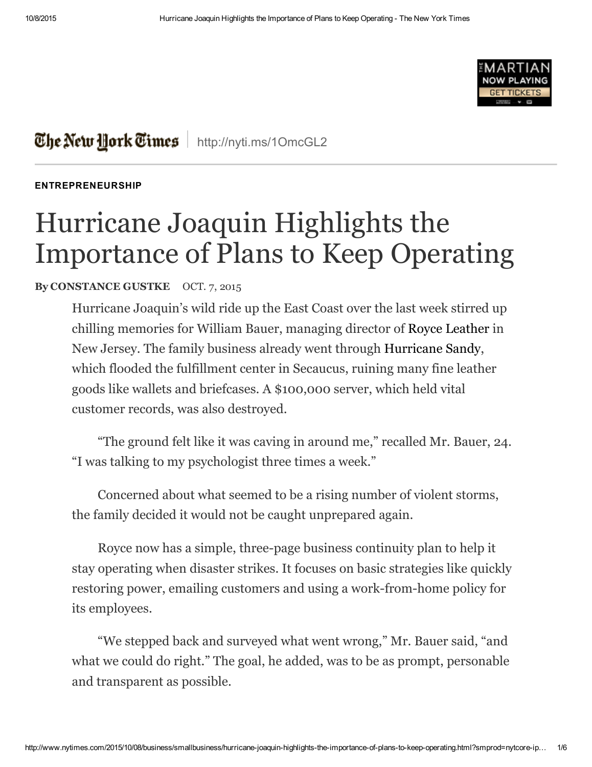The New York Times | http://nyti.ms/1OmcGL2

ENTREPRENEURSHIP

# Hurricane Joaquin Highlights the Importance of Plans to Keep Operating

**By CONSTANCE GUSTKE** OCT. 7, 2015

Hurricane Joaquin's wild ride up the East Coast over the last week stirred up chilling memories for William Bauer, managing director of Royce Leather in New Jersey. The family business already went through Hurricane Sandy, which flooded the fulfillment center in Secaucus, ruining many fine leather goods like wallets and briefcases. A $100,000 server, which held vital customer records, was also destroyed.

"The ground felt like it was caving in around me," recalled Mr. Bauer, 24. "I was talking to my psychologist three times a week."

Concerned about what seemed to be a rising number of violent storms, the family decided it would not be caught unprepared again.

Royce now has a simple, three-page business continuity plan to help it stay operating when disaster strikes. It focuses on basic strategies like quickly restoring power, emailing customers and using a work-from-home policy for its employees.

"We stepped back and surveyed what went wrong," Mr. Bauer said, "and what we could do right." The goal, he added, was to be as prompt, personable and transparent as possible.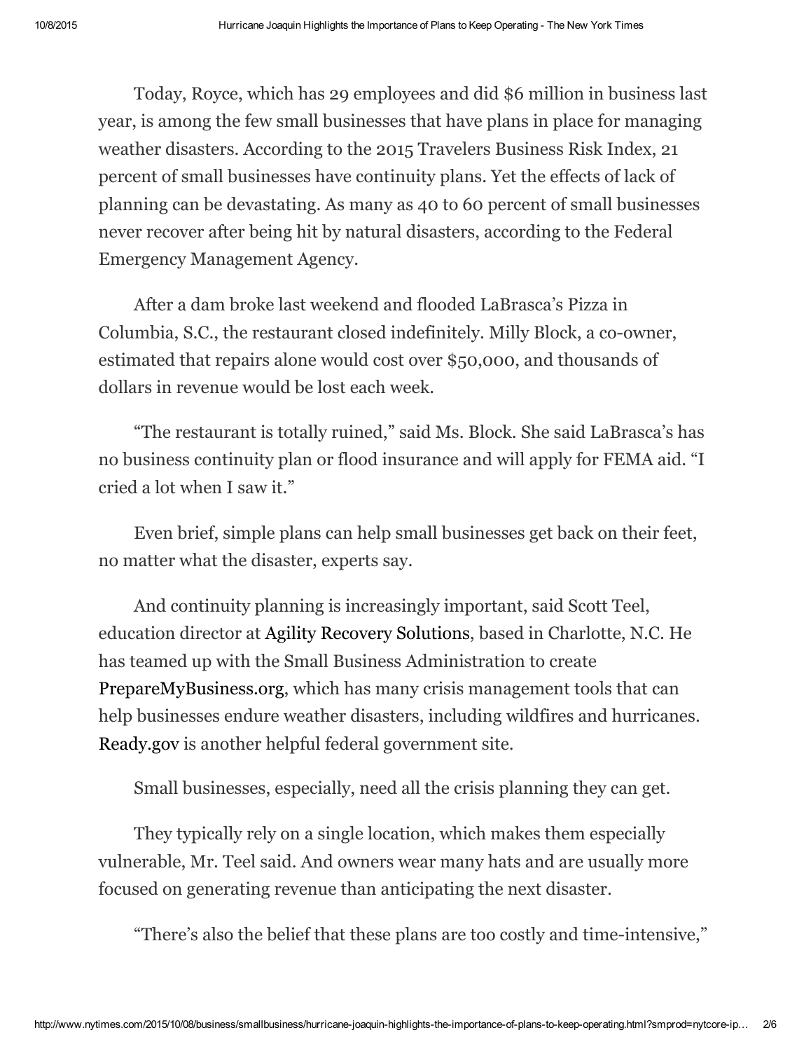Today, Royce, which has 29 employees and did $6 million in business last year, is among the few small businesses that have plans in place for managing weather disasters. According to the 2015 Travelers Business Risk Index, 21 percent of small businesses have continuity plans. Yet the effects of lack of planning can be devastating. As many as 40 to 60 percent of small businesses never recover after being hit by natural disasters, according to the Federal Emergency Management Agency.

After a dam broke last weekend and flooded LaBrasca's Pizza in Columbia, S.C., the restaurant closed indefinitely. Milly Block, a co-owner, estimated that repairs alone would cost over $50,000, and thousands of dollars in revenue would be lost each week.

"The restaurant is totally ruined," said Ms. Block. She said LaBrasca's has no business continuity plan or flood insurance and will apply for FEMA aid. "I cried a lot when I saw it."

Even brief, simple plans can help small businesses get back on their feet, no matter what the disaster, experts say.

And continuity planning is increasingly important, said Scott Teel, education director at Agility Recovery Solutions, based in Charlotte, N.C. He has teamed up with the Small Business Administration to create PrepareMyBusiness.org, which has many crisis management tools that can help businesses endure weather disasters, including wildfires and hurricanes. Ready.gov is another helpful federal government site.

Small businesses, especially, need all the crisis planning they can get.

They typically rely on a single location, which makes them especially vulnerable, Mr. Teel said. And owners wear many hats and are usually more focused on generating revenue than anticipating the next disaster.

"There's also the belief that these plans are too costly and time-intensive,"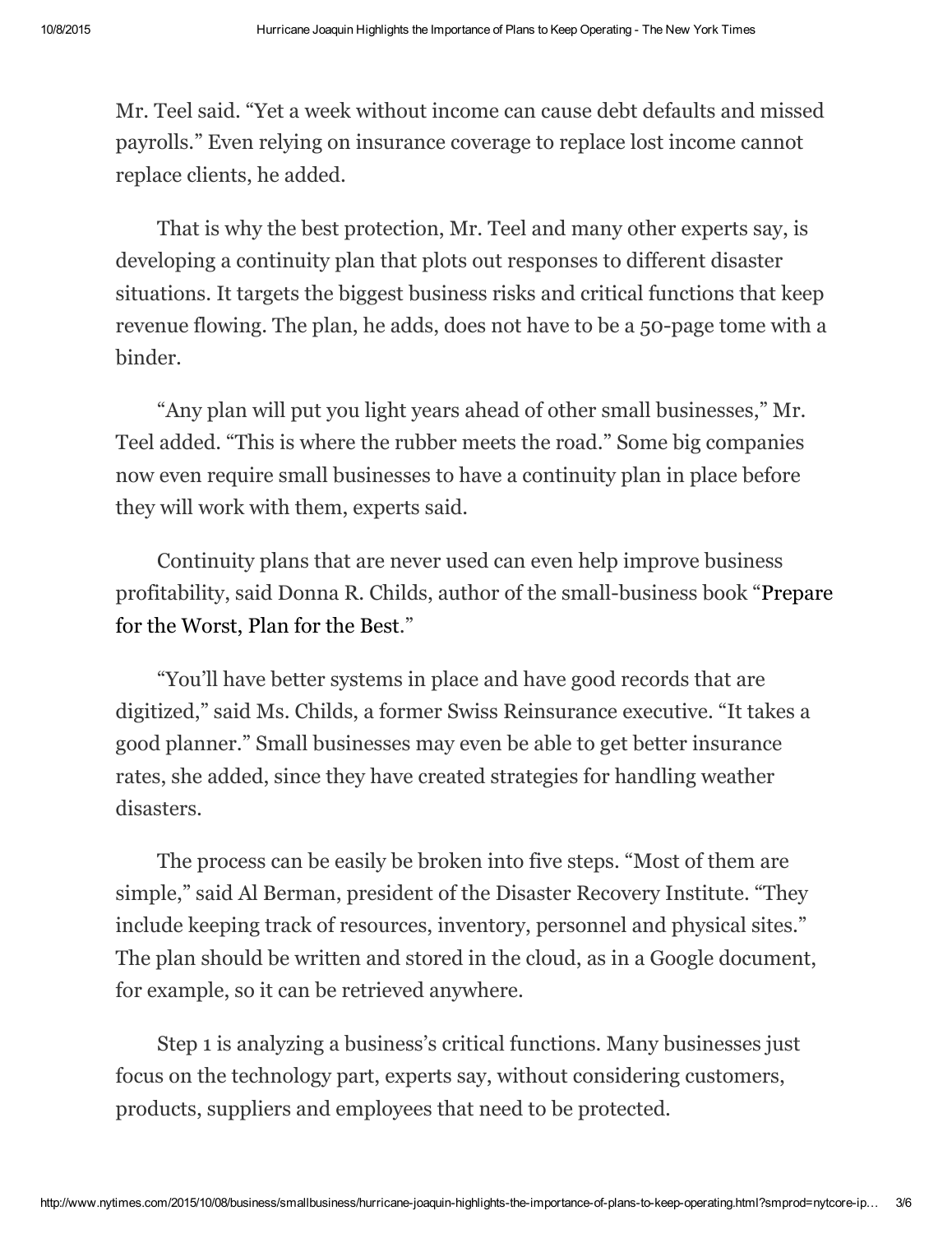Mr. Teel said. "Yet a week without income can cause debt defaults and missed payrolls." Even relying on insurance coverage to replace lost income cannot replace clients, he added.

That is why the best protection, Mr. Teel and many other experts say, is developing a continuity plan that plots out responses to different disaster situations. It targets the biggest business risks and critical functions that keep revenue flowing. The plan, he adds, does not have to be a 50-page tome with a binder.

"Any plan will put you light years ahead of other small businesses," Mr. Teel added. "This is where the rubber meets the road." Some big companies now even require small businesses to have a continuity plan in place before they will work with them, experts said.

Continuity plans that are never used can even help improve business profitability, said Donna R. Childs, author of the small-business book "Prepare for the Worst, Plan for the Best."

"You'll have better systems in place and have good records that are digitized," said Ms. Childs, a former Swiss Reinsurance executive. "It takes a good planner." Small businesses may even be able to get better insurance rates, she added, since they have created strategies for handling weather disasters.

The process can be easily be broken into five steps. "Most of them are simple," said Al Berman, president of the Disaster Recovery Institute. "They include keeping track of resources, inventory, personnel and physical sites." The plan should be written and stored in the cloud, as in a Google document, for example, so it can be retrieved anywhere.

Step 1 is analyzing a business's critical functions. Many businesses just focus on the technology part, experts say, without considering customers, products, suppliers and employees that need to be protected.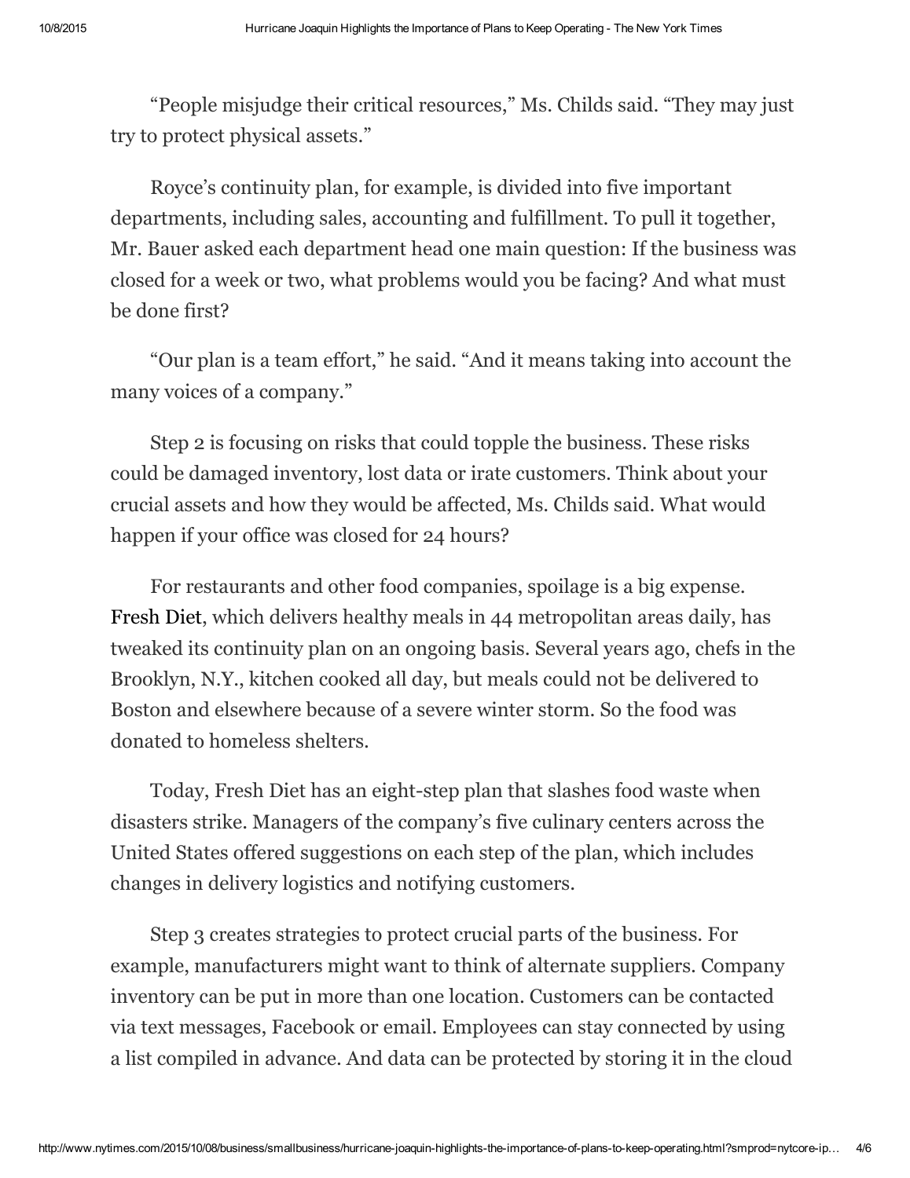“People misjudge their critical resources,” Ms. Childs said. “They may just try to protect physical assets.”

Royce’s continuity plan, for example, is divided into five important departments, including sales, accounting and fulfillment. To pull it together, Mr. Bauer asked each department head one main question: If the business was closed for a week or two, what problems would you be facing? And what must be done first?

“Our plan is a team effort,” he said. “And it means taking into account the many voices of a company.”

Step 2 is focusing on risks that could topple the business. These risks could be damaged inventory, lost data or irate customers. Think about your crucial assets and how they would be affected, Ms. Childs said. What would happen if your office was closed for 24 hours?

For restaurants and other food companies, spoilage is a big expense. Fresh Diet, which delivers healthy meals in 44 metropolitan areas daily, has tweaked its continuity plan on an ongoing basis. Several years ago, chefs in the Brooklyn, N.Y., kitchen cooked all day, but meals could not be delivered to Boston and elsewhere because of a severe winter storm. So the food was donated to homeless shelters.

Today, Fresh Diet has an eight-step plan that slashes food waste when disasters strike. Managers of the company’s five culinary centers across the United States offered suggestions on each step of the plan, which includes changes in delivery logistics and notifying customers.

Step 3 creates strategies to protect crucial parts of the business. For example, manufacturers might want to think of alternate suppliers. Company inventory can be put in more than one location. Customers can be contacted via text messages, Facebook or email. Employees can stay connected by using a list compiled in advance. And data can be protected by storing it in the cloud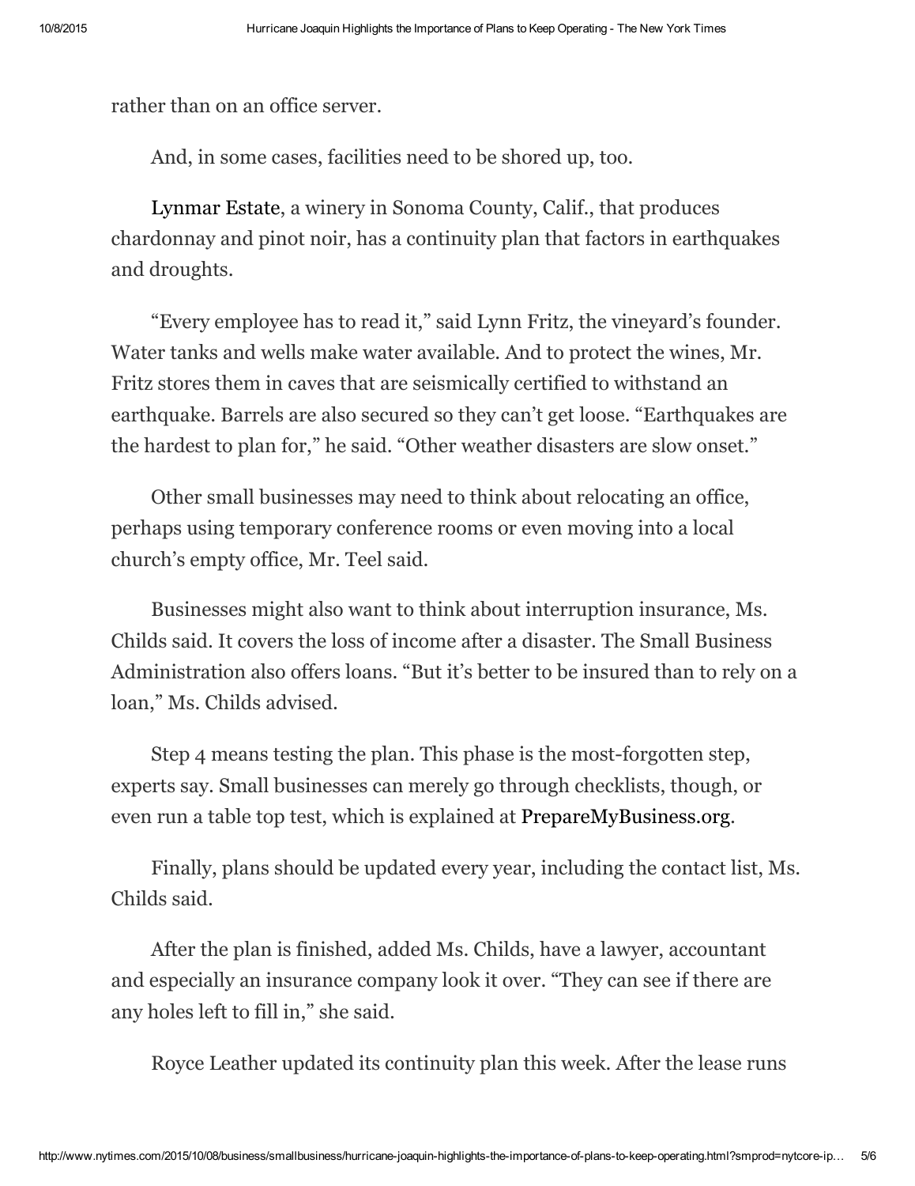rather than on an office server.

And, in some cases, facilities need to be shored up, too.

Lynmar Estate, a winery in Sonoma County, Calif., that produces chardonnay and pinot noir, has a continuity plan that factors in earthquakes and droughts.

"Every employee has to read it," said Lynn Fritz, the vineyard's founder. Water tanks and wells make water available. And to protect the wines, Mr. Fritz stores them in caves that are seismically certified to withstand an earthquake. Barrels are also secured so they can't get loose. "Earthquakes are the hardest to plan for," he said. "Other weather disasters are slow onset."

Other small businesses may need to think about relocating an office, perhaps using temporary conference rooms or even moving into a local church's empty office, Mr. Teel said.

Businesses might also want to think about interruption insurance, Ms. Childs said. It covers the loss of income after a disaster. The Small Business Administration also offers loans. "But it's better to be insured than to rely on a loan," Ms. Childs advised.

Step 4 means testing the plan. This phase is the most-forgotten step, experts say. Small businesses can merely go through checklists, though, or even run a table top test, which is explained at PrepareMyBusiness.org.

Finally, plans should be updated every year, including the contact list, Ms. Childs said.

After the plan is finished, added Ms. Childs, have a lawyer, accountant and especially an insurance company look it over. "They can see if there are any holes left to fill in," she said.

Royce Leather updated its continuity plan this week. After the lease runs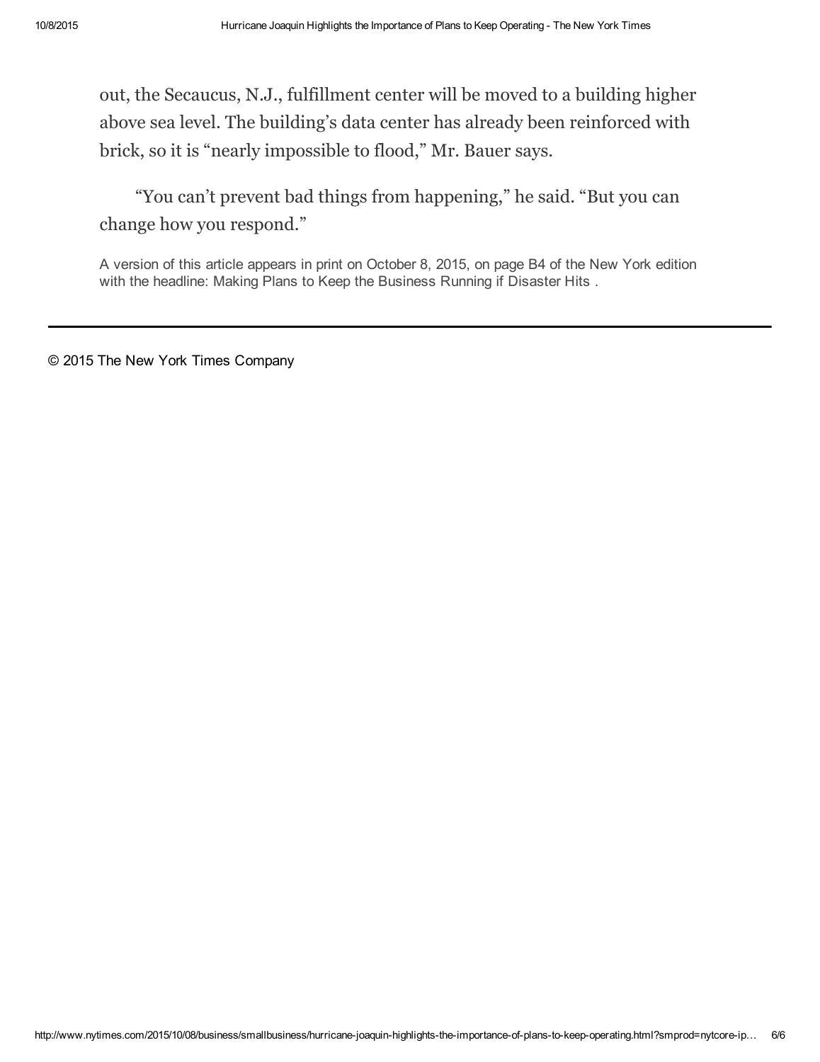out, the Secaucus, N.J., fulfillment center will be moved to a building higher above sea level. The building's data center has already been reinforced with brick, so it is "nearly impossible to flood," Mr. Bauer says.

"You can't prevent bad things from happening," he said. "But you can change how you respond."

A version of this article appears in print on October 8, 2015, on page B4 of the New York edition with the headline: Making Plans to Keep the Business Running if Disaster Hits .

---

© 2015 The New York Times Company